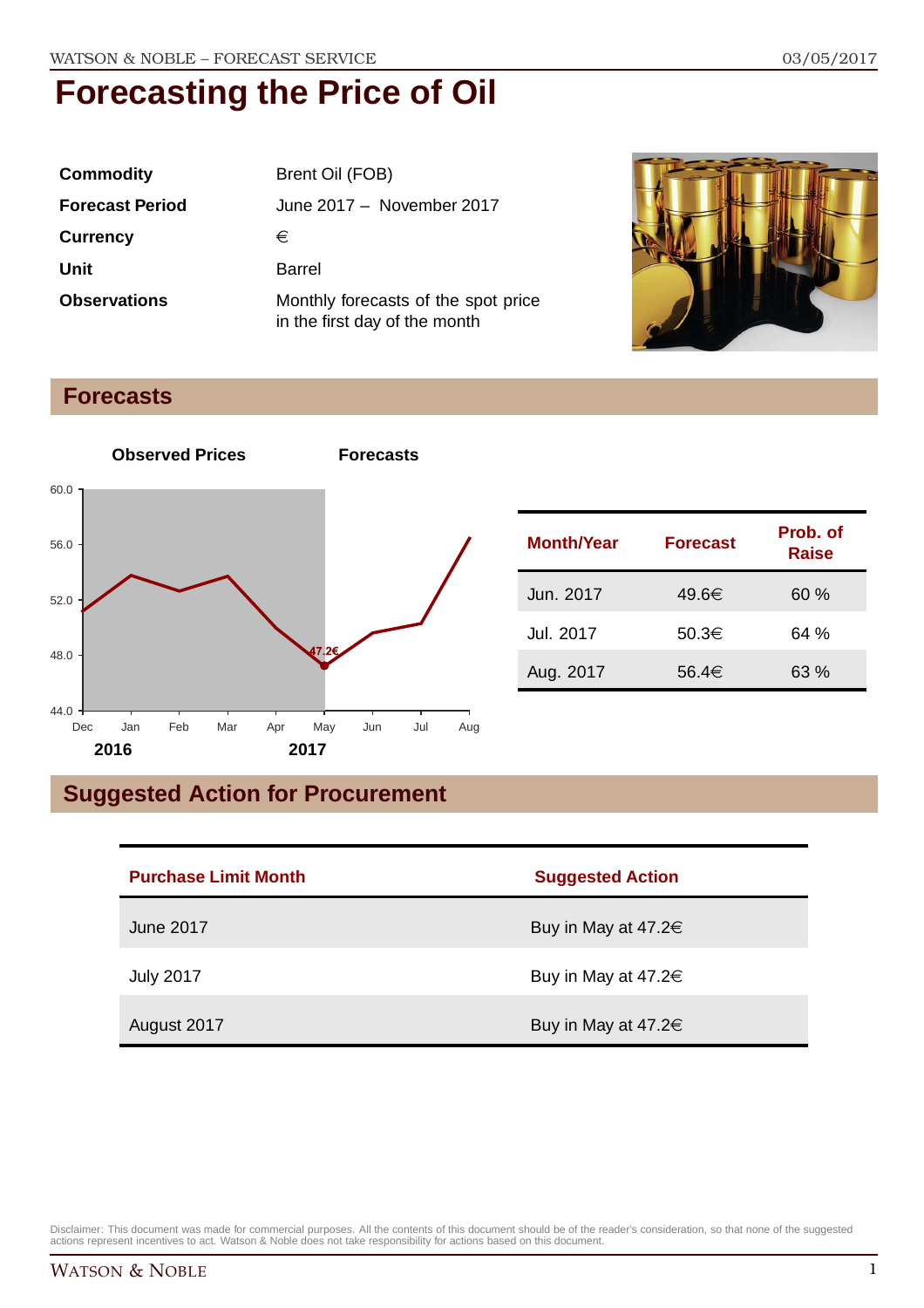# Forecasting the Price of Oil

| | |
|---|---|
| **Commodity** | Brent Oil (FOB) |
| **Forecast Period** | June 2017 – November 2017 |
| **Currency** | € |
| **Unit** | Barrel |
| **Observations** | Monthly forecasts of the spot price in the first day of the month |

## Forecasts

| Month/Year | Forecast | Prob. of Raise |
|---|---|---|
| Jun. 2017 | 49.6€ | 60 % |
| Jul. 2017 | 50.3€ | 64 % |
| Aug. 2017 | 56.4€ | 63 % |

## Suggested Action for Procurement

| Purchase Limit Month | Suggested Action |
|---|---|
| June 2017 | Buy in May at 47.2€ |
| July 2017 | Buy in May at 47.2€ |
| August 2017 | Buy in May at 47.2€ |

Disclaimer: This document was made for commercial purposes. All the contents of this document should be of the reader's consideration, so that none of the suggested actions represent incentives to act. Watson & Noble does not take responsibility for actions based on this document.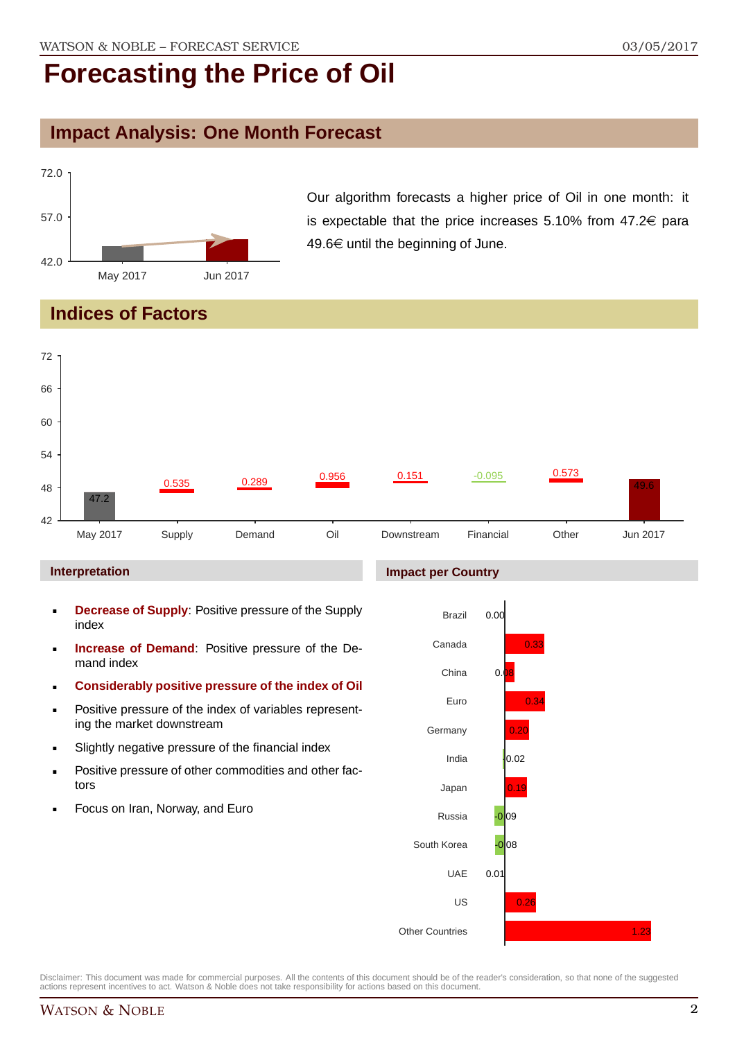# Forecasting the Price of Oil

## Impact Analysis: One Month Forecast

Our algorithm forecasts a higher price of Oil in one month: it is expectable that the price increases 5.10% from 47.2€ para 49.6€ until the beginning of June.

## Indices of Factors

| | May 2017 | Supply | Demand | Oil | Downstream | Financial | Other | Jun 2017 |
|---|---|---|---|---|---|---|---|---|
| Value | 47.2 | 0.535 | 0.289 | 0.956 | 0.151 | -0.095 | 0.573 | 49.6 |

### Interpretation

- **Decrease of Supply**: Positive pressure of the Supply index
- **Increase of Demand**: Positive pressure of the Demand index
- **Considerably positive pressure of the index of Oil**
- Positive pressure of the index of variables representing the market downstream
- Slightly negative pressure of the financial index
- Positive pressure of other commodities and other factors
- Focus on Iran, Norway, and Euro

### Impact per Country

| Country | Impact |
|---|---|
| Brazil | 0.00 |
| Canada | 0.33 |
| China | 0.08 |
| Euro | 0.34 |
| Germany | 0.20 |
| India | 0.02 |
| Japan | 0.19 |
| Russia | -0.09 |
| South Korea | -0.08 |
| UAE | 0.01 |
| US | 0.26 |
| Other Countries | 1.23 |

Disclaimer: This document was made for commercial purposes. All the contents of this document should be of the reader's consideration, so that none of the suggested actions represent incentives to act. Watson & Noble does not take responsibility for actions based on this document.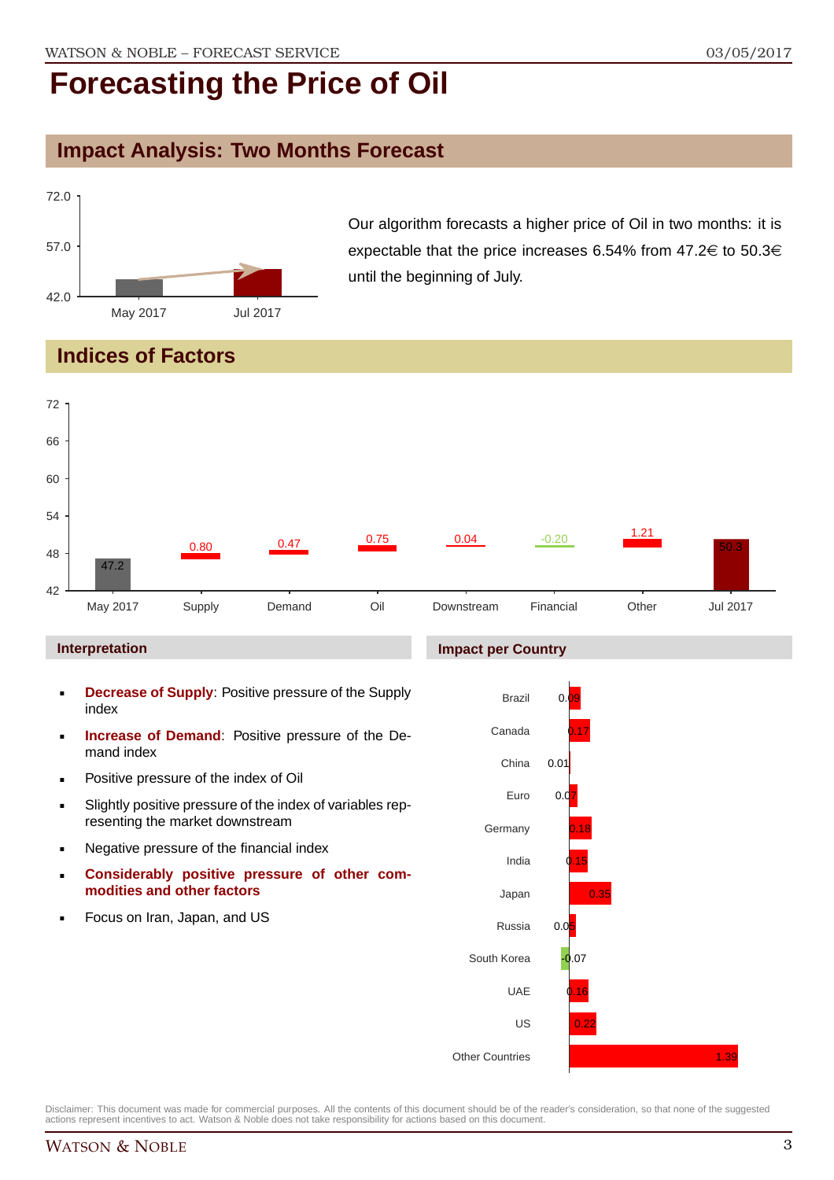# Forecasting the Price of Oil

## Impact Analysis: Two Months Forecast

Our algorithm forecasts a higher price of Oil in two months: it is expectable that the price increases 6.54% from 47.2€ to 50.3€ until the beginning of July.

## Indices of Factors

| | May 2017 | Supply | Demand | Oil | Downstream | Financial | Other | Jul 2017 |
|---|---|---|---|---|---|---|---|---|
| Value | 47.2 | 0.80 | 0.47 | 0.75 | 0.04 | -0.20 | 1.21 | 50.3 |

### Interpretation

- **Decrease of Supply**: Positive pressure of the Supply index
- **Increase of Demand**: Positive pressure of the Demand index
- Positive pressure of the index of Oil
- Slightly positive pressure of the index of variables representing the market downstream
- Negative pressure of the financial index
- **Considerably positive pressure of other commodities and other factors**
- Focus on Iran, Japan, and US

### Impact per Country

| Country | Impact |
|---|---|
| Brazil | 0.09 |
| Canada | 0.17 |
| China | 0.01 |
| Euro | 0.07 |
| Germany | 0.18 |
| India | 0.15 |
| Japan | 0.35 |
| Russia | 0.05 |
| South Korea | -0.07 |
| UAE | 0.16 |
| US | 0.22 |
| Other Countries | 1.39 |

Disclaimer: This document was made for commercial purposes. All the contents of this document should be of the reader's consideration, so that none of the suggested actions represent incentives to act. Watson & Noble does not take responsibility for actions based on this document.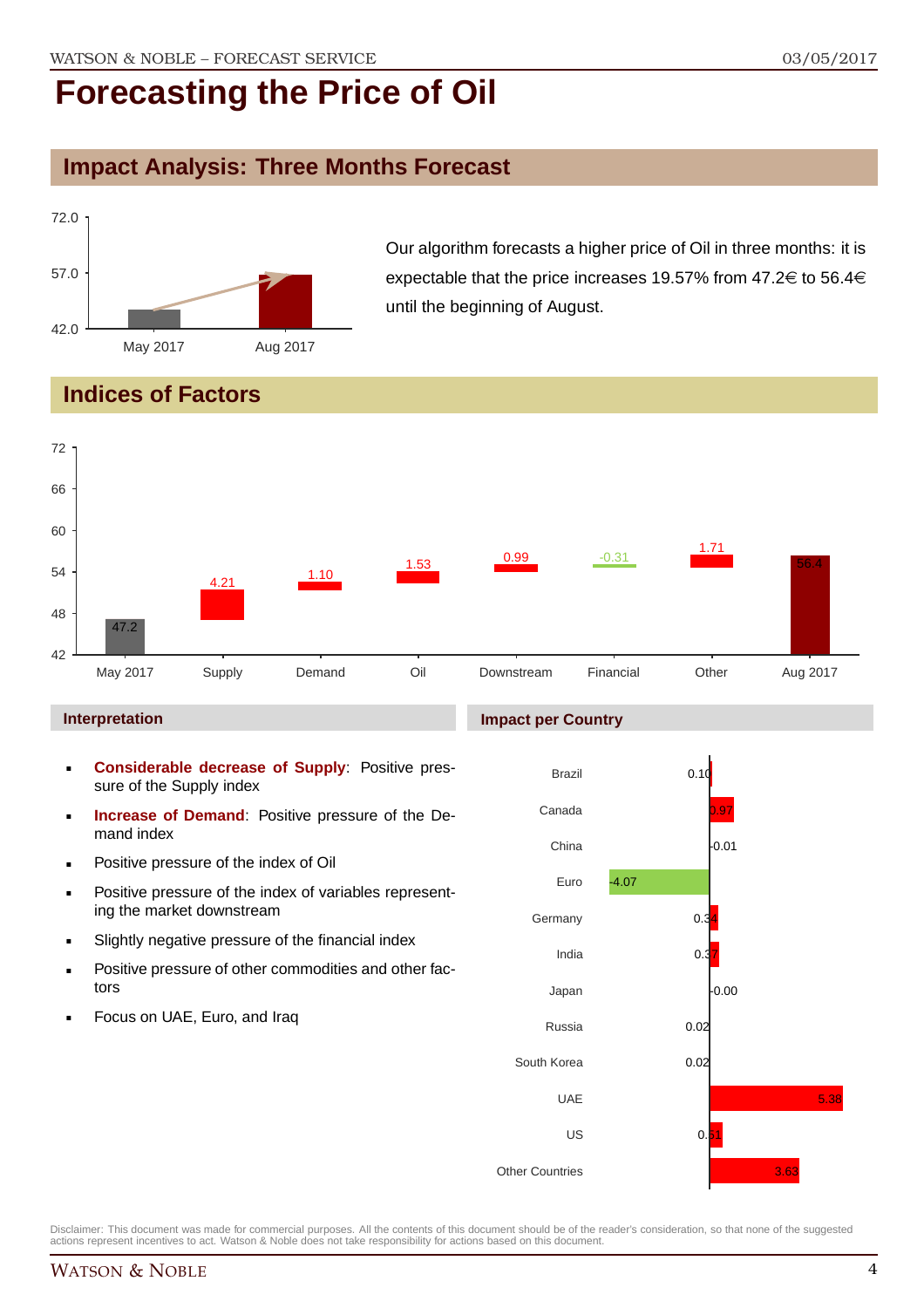# Forecasting the Price of Oil

## Impact Analysis: Three Months Forecast

Our algorithm forecasts a higher price of Oil in three months: it is expectable that the price increases 19.57% from 47.2€ to 56.4€ until the beginning of August.

## Indices of Factors

| | May 2017 | Supply | Demand | Oil | Downstream | Financial | Other | Aug 2017 |
|---|---|---|---|---|---|---|---|---|
| Value | 47.2 | 4.21 | 1.10 | 1.53 | 0.99 | -0.31 | 1.71 | 56.4 |

### Interpretation

- **Considerable decrease of Supply**: Positive pressure of the Supply index
- **Increase of Demand**: Positive pressure of the Demand index
- Positive pressure of the index of Oil
- Positive pressure of the index of variables representing the market downstream
- Slightly negative pressure of the financial index
- Positive pressure of other commodities and other factors
- Focus on UAE, Euro, and Iraq

### Impact per Country

| Country | Impact |
|---|---|
| Brazil | 0.10 |
| Canada | 0.97 |
| China | -0.01 |
| Euro | -4.07 |
| Germany | 0.34 |
| India | 0.37 |
| Japan | -0.00 |
| Russia | 0.02 |
| South Korea | 0.02 |
| UAE | 5.38 |
| US | 0.51 |
| Other Countries | 3.63 |

Disclaimer: This document was made for commercial purposes. All the contents of this document should be of the reader's consideration, so that none of the suggested actions represent incentives to act. Watson & Noble does not take responsibility for actions based on this document.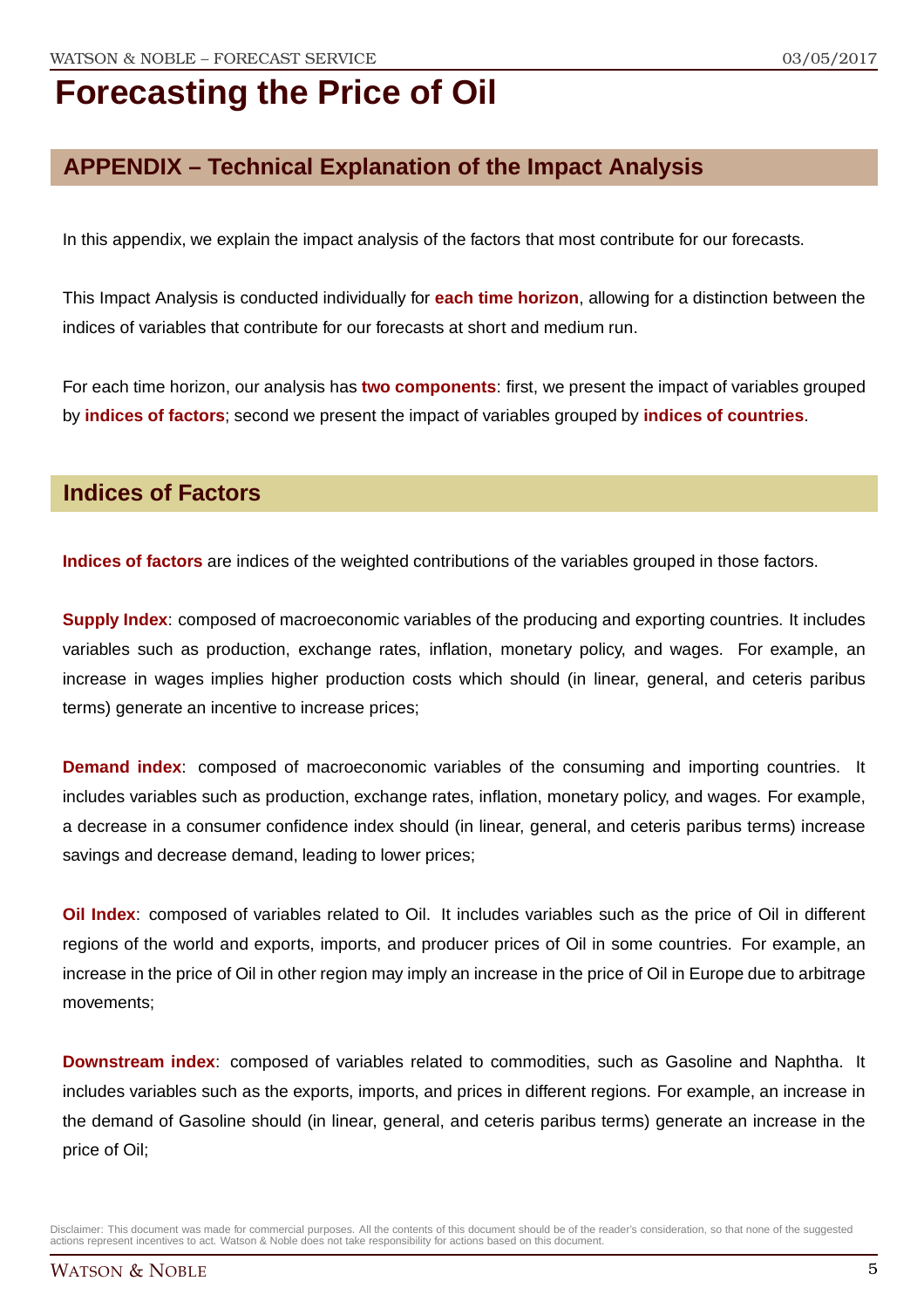# Forecasting the Price of Oil

## APPENDIX – Technical Explanation of the Impact Analysis

In this appendix, we explain the impact analysis of the factors that most contribute for our forecasts.

This Impact Analysis is conducted individually for **each time horizon**, allowing for a distinction between the indices of variables that contribute for our forecasts at short and medium run.

For each time horizon, our analysis has **two components**: first, we present the impact of variables grouped by **indices of factors**; second we present the impact of variables grouped by **indices of countries**.

## Indices of Factors

**Indices of factors** are indices of the weighted contributions of the variables grouped in those factors.

**Supply Index**: composed of macroeconomic variables of the producing and exporting countries. It includes variables such as production, exchange rates, inflation, monetary policy, and wages. For example, an increase in wages implies higher production costs which should (in linear, general, and ceteris paribus terms) generate an incentive to increase prices;

**Demand index**: composed of macroeconomic variables of the consuming and importing countries. It includes variables such as production, exchange rates, inflation, monetary policy, and wages. For example, a decrease in a consumer confidence index should (in linear, general, and ceteris paribus terms) increase savings and decrease demand, leading to lower prices;

**Oil Index**: composed of variables related to Oil. It includes variables such as the price of Oil in different regions of the world and exports, imports, and producer prices of Oil in some countries. For example, an increase in the price of Oil in other region may imply an increase in the price of Oil in Europe due to arbitrage movements;

**Downstream index**: composed of variables related to commodities, such as Gasoline and Naphtha. It includes variables such as the exports, imports, and prices in different regions. For example, an increase in the demand of Gasoline should (in linear, general, and ceteris paribus terms) generate an increase in the price of Oil;

Disclaimer: This document was made for commercial purposes. All the contents of this document should be of the reader's consideration, so that none of the suggested actions represent incentives to act. Watson & Noble does not take responsibility for actions based on this document.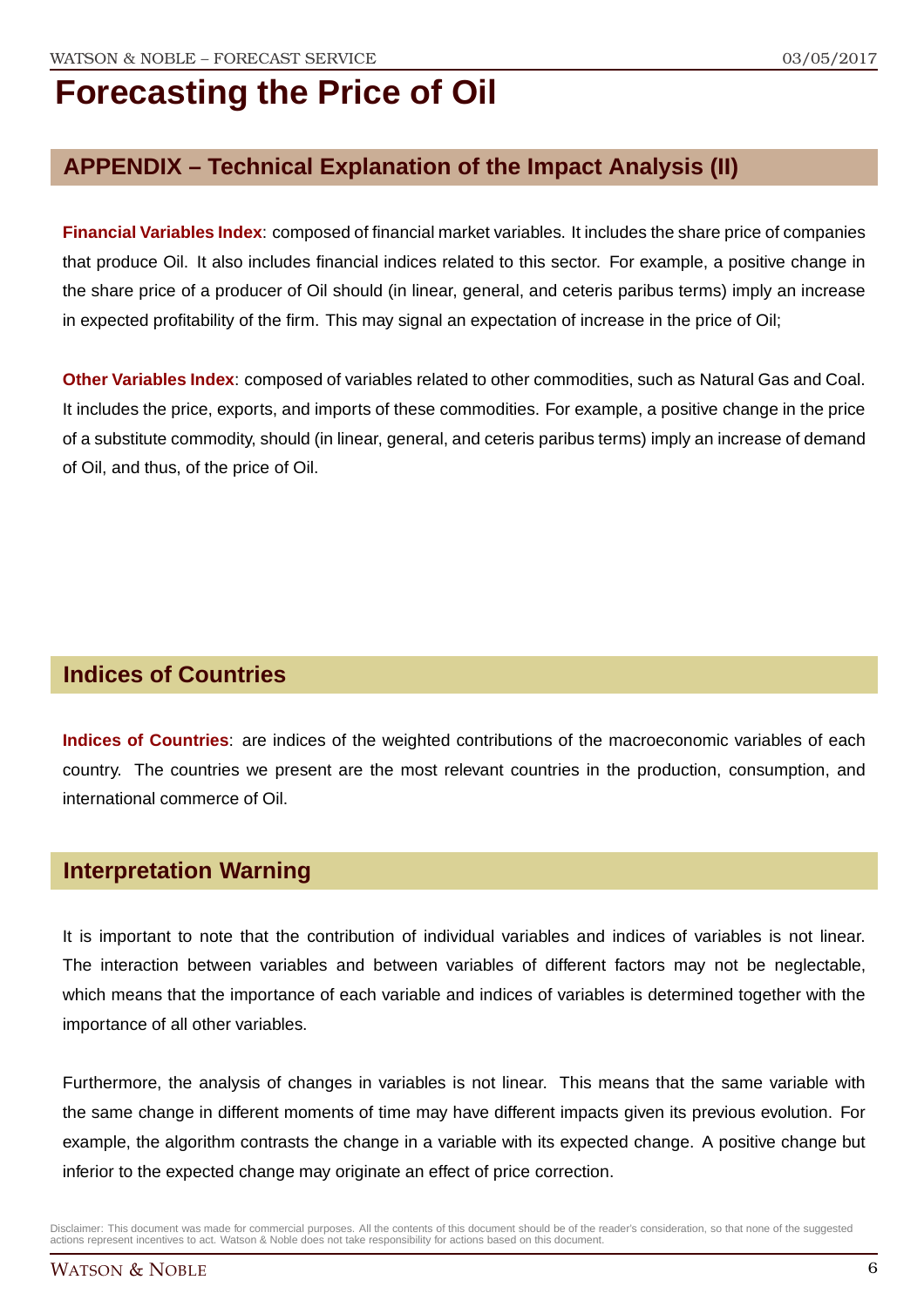# Forecasting the Price of Oil

## APPENDIX – Technical Explanation of the Impact Analysis (II)

**Financial Variables Index**: composed of financial market variables. It includes the share price of companies that produce Oil. It also includes financial indices related to this sector. For example, a positive change in the share price of a producer of Oil should (in linear, general, and ceteris paribus terms) imply an increase in expected profitability of the firm. This may signal an expectation of increase in the price of Oil;

**Other Variables Index**: composed of variables related to other commodities, such as Natural Gas and Coal. It includes the price, exports, and imports of these commodities. For example, a positive change in the price of a substitute commodity, should (in linear, general, and ceteris paribus terms) imply an increase of demand of Oil, and thus, of the price of Oil.

## Indices of Countries

**Indices of Countries**: are indices of the weighted contributions of the macroeconomic variables of each country. The countries we present are the most relevant countries in the production, consumption, and international commerce of Oil.

## Interpretation Warning

It is important to note that the contribution of individual variables and indices of variables is not linear. The interaction between variables and between variables of different factors may not be neglectable, which means that the importance of each variable and indices of variables is determined together with the importance of all other variables.

Furthermore, the analysis of changes in variables is not linear. This means that the same variable with the same change in different moments of time may have different impacts given its previous evolution. For example, the algorithm contrasts the change in a variable with its expected change. A positive change but inferior to the expected change may originate an effect of price correction.

Disclaimer: This document was made for commercial purposes. All the contents of this document should be of the reader's consideration, so that none of the suggested actions represent incentives to act. Watson & Noble does not take responsibility for actions based on this document.